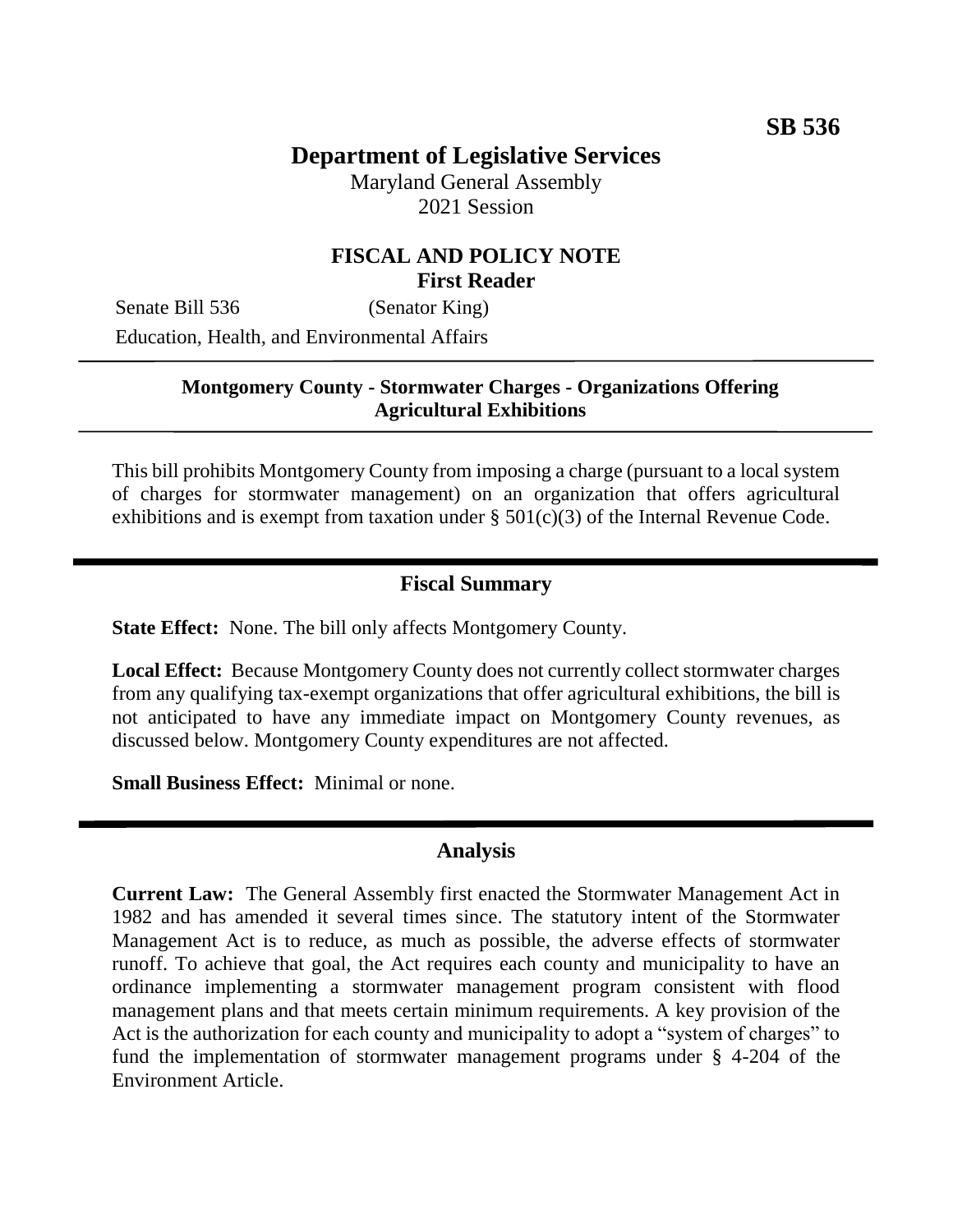**SB 536**

# Department of Legislative Services

Maryland General Assembly
2021 Session

## FISCAL AND POLICY NOTE
**First Reader**

Senate Bill 536 (Senator King)
Education, Health, and Environmental Affairs

---

**Montgomery County - Stormwater Charges - Organizations Offering Agricultural Exhibitions**

---

This bill prohibits Montgomery County from imposing a charge (pursuant to a local system of charges for stormwater management) on an organization that offers agricultural exhibitions and is exempt from taxation under § 501(c)(3) of the Internal Revenue Code.

---

## Fiscal Summary

**State Effect:** None. The bill only affects Montgomery County.

**Local Effect:** Because Montgomery County does not currently collect stormwater charges from any qualifying tax-exempt organizations that offer agricultural exhibitions, the bill is not anticipated to have any immediate impact on Montgomery County revenues, as discussed below. Montgomery County expenditures are not affected.

**Small Business Effect:** Minimal or none.

---

## Analysis

**Current Law:** The General Assembly first enacted the Stormwater Management Act in 1982 and has amended it several times since. The statutory intent of the Stormwater Management Act is to reduce, as much as possible, the adverse effects of stormwater runoff. To achieve that goal, the Act requires each county and municipality to have an ordinance implementing a stormwater management program consistent with flood management plans and that meets certain minimum requirements. A key provision of the Act is the authorization for each county and municipality to adopt a "system of charges" to fund the implementation of stormwater management programs under § 4-204 of the Environment Article.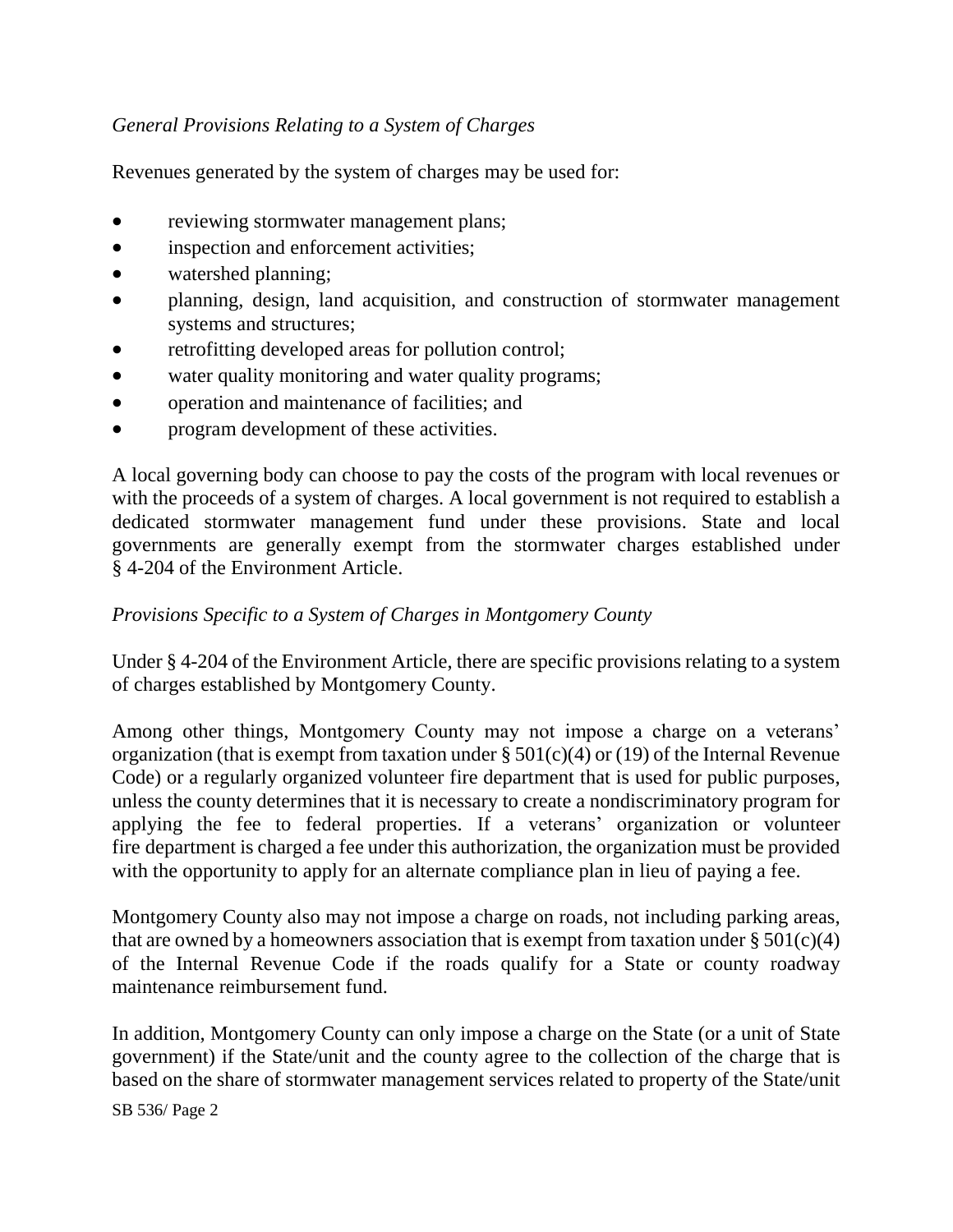*General Provisions Relating to a System of Charges*

Revenues generated by the system of charges may be used for:

- reviewing stormwater management plans;
- inspection and enforcement activities;
- watershed planning;
- planning, design, land acquisition, and construction of stormwater management systems and structures;
- retrofitting developed areas for pollution control;
- water quality monitoring and water quality programs;
- operation and maintenance of facilities; and
- program development of these activities.

A local governing body can choose to pay the costs of the program with local revenues or with the proceeds of a system of charges. A local government is not required to establish a dedicated stormwater management fund under these provisions. State and local governments are generally exempt from the stormwater charges established under § 4-204 of the Environment Article.

*Provisions Specific to a System of Charges in Montgomery County*

Under § 4-204 of the Environment Article, there are specific provisions relating to a system of charges established by Montgomery County.

Among other things, Montgomery County may not impose a charge on a veterans' organization (that is exempt from taxation under § 501(c)(4) or (19) of the Internal Revenue Code) or a regularly organized volunteer fire department that is used for public purposes, unless the county determines that it is necessary to create a nondiscriminatory program for applying the fee to federal properties. If a veterans' organization or volunteer fire department is charged a fee under this authorization, the organization must be provided with the opportunity to apply for an alternate compliance plan in lieu of paying a fee.

Montgomery County also may not impose a charge on roads, not including parking areas, that are owned by a homeowners association that is exempt from taxation under § 501(c)(4) of the Internal Revenue Code if the roads qualify for a State or county roadway maintenance reimbursement fund.

In addition, Montgomery County can only impose a charge on the State (or a unit of State government) if the State/unit and the county agree to the collection of the charge that is based on the share of stormwater management services related to property of the State/unit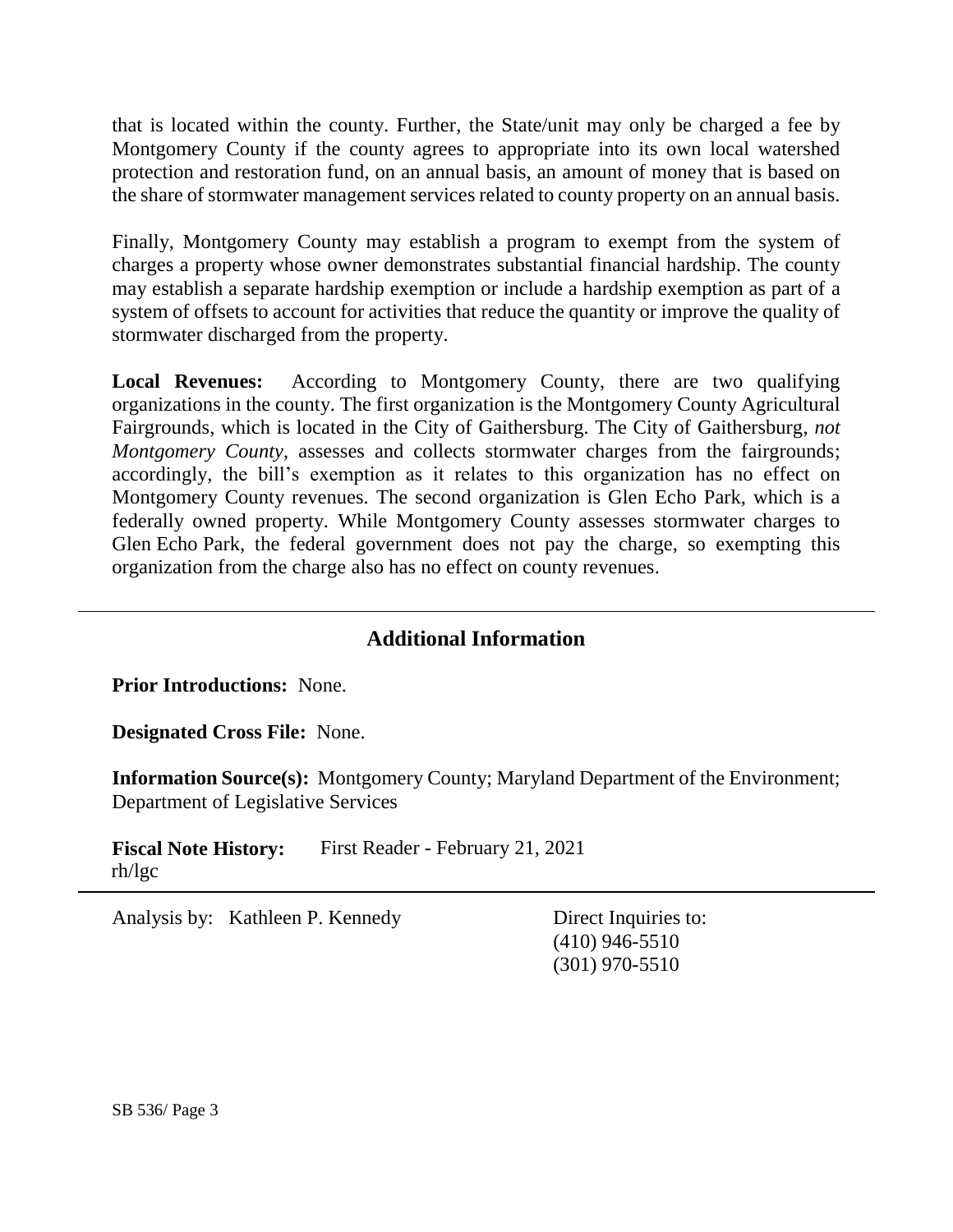that is located within the county. Further, the State/unit may only be charged a fee by Montgomery County if the county agrees to appropriate into its own local watershed protection and restoration fund, on an annual basis, an amount of money that is based on the share of stormwater management services related to county property on an annual basis.

Finally, Montgomery County may establish a program to exempt from the system of charges a property whose owner demonstrates substantial financial hardship. The county may establish a separate hardship exemption or include a hardship exemption as part of a system of offsets to account for activities that reduce the quantity or improve the quality of stormwater discharged from the property.

**Local Revenues:** According to Montgomery County, there are two qualifying organizations in the county. The first organization is the Montgomery County Agricultural Fairgrounds, which is located in the City of Gaithersburg. The City of Gaithersburg, *not Montgomery County*, assesses and collects stormwater charges from the fairgrounds; accordingly, the bill's exemption as it relates to this organization has no effect on Montgomery County revenues. The second organization is Glen Echo Park, which is a federally owned property. While Montgomery County assesses stormwater charges to Glen Echo Park, the federal government does not pay the charge, so exempting this organization from the charge also has no effect on county revenues.

## Additional Information

**Prior Introductions:** None.

**Designated Cross File:** None.

**Information Source(s):** Montgomery County; Maryland Department of the Environment; Department of Legislative Services

**Fiscal Note History:** First Reader - February 21, 2021
rh/lgc

Analysis by: Kathleen P. Kennedy

Direct Inquiries to:
(410) 946-5510
(301) 970-5510